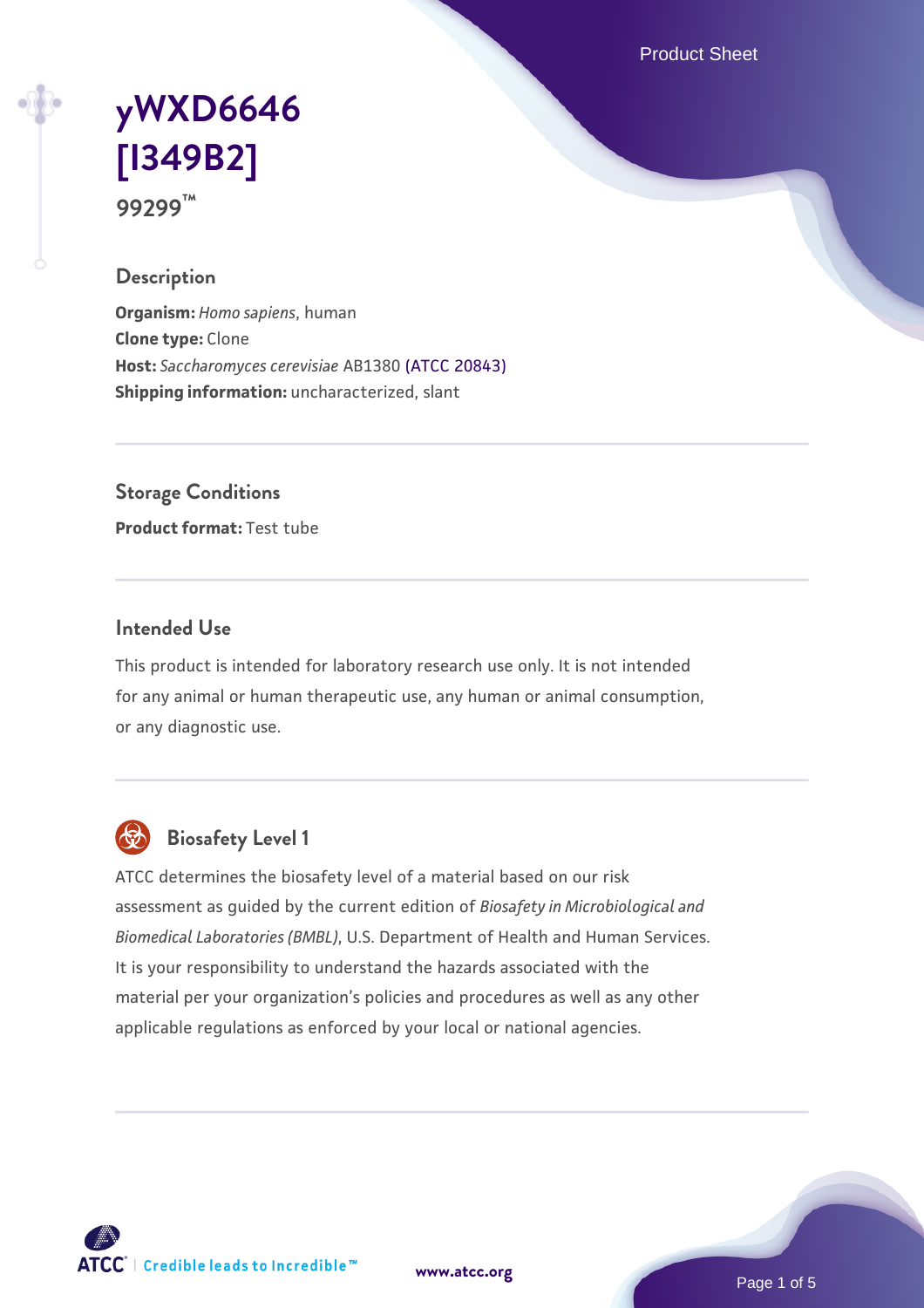# yWXD6646 [I349B2]

**99299™**

## Description

**Organism:** *Homo sapiens*, human
**Clone type:** Clone
**Host:** *Saccharomyces cerevisiae* AB1380 (ATCC 20843)
**Shipping information:** uncharacterized, slant

## Storage Conditions

**Product format:** Test tube

## Intended Use

This product is intended for laboratory research use only. It is not intended for any animal or human therapeutic use, any human or animal consumption, or any diagnostic use.

## Biosafety Level 1

ATCC determines the biosafety level of a material based on our risk assessment as guided by the current edition of *Biosafety in Microbiological and Biomedical Laboratories (BMBL)*, U.S. Department of Health and Human Services. It is your responsibility to understand the hazards associated with the material per your organization's policies and procedures as well as any other applicable regulations as enforced by your local or national agencies.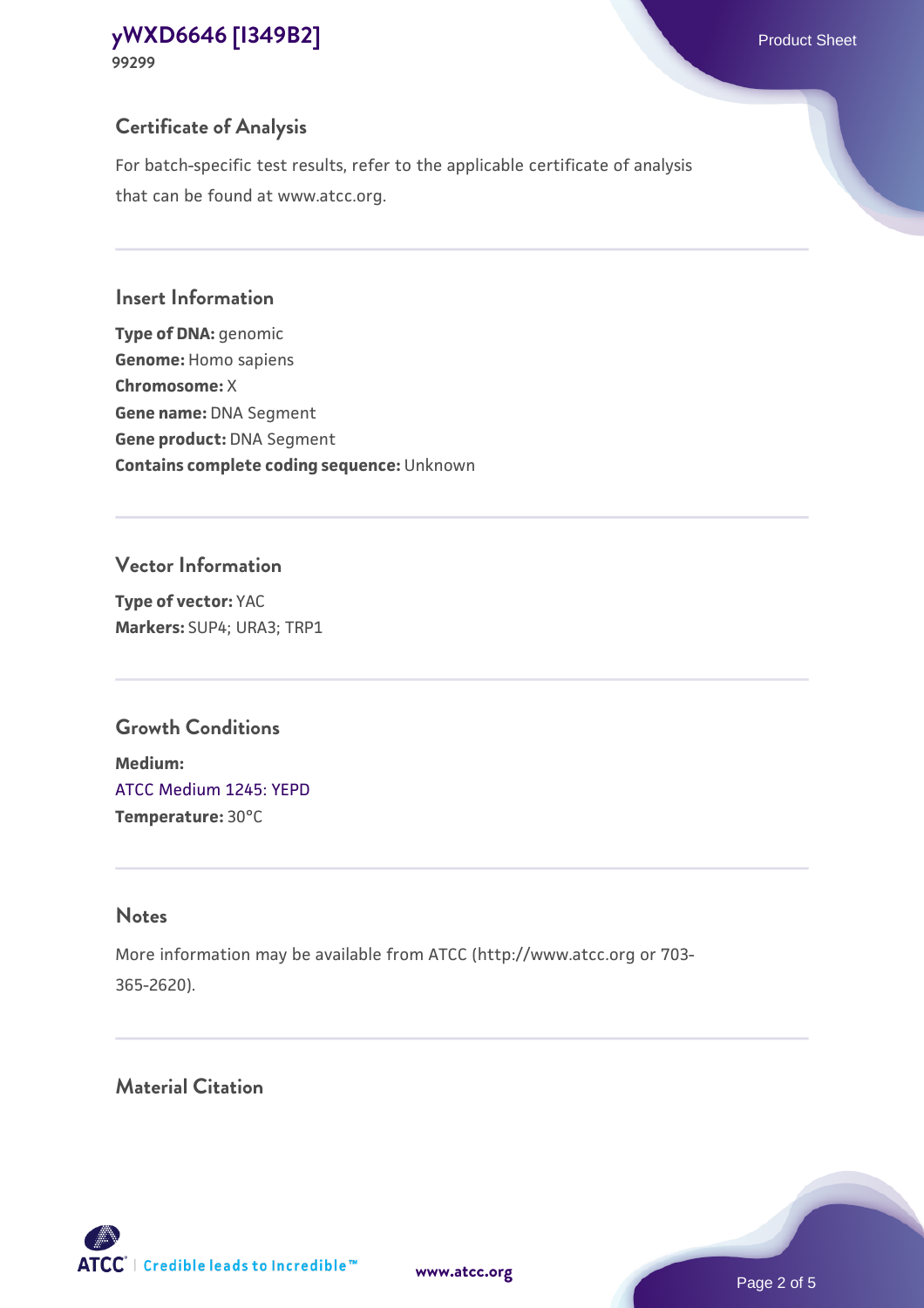## Certificate of Analysis

For batch-specific test results, refer to the applicable certificate of analysis that can be found at www.atcc.org.

## Insert Information

**Type of DNA:** genomic
**Genome:** Homo sapiens
**Chromosome:** X
**Gene name:** DNA Segment
**Gene product:** DNA Segment
**Contains complete coding sequence:** Unknown

## Vector Information

**Type of vector:** YAC
**Markers:** SUP4; URA3; TRP1

## Growth Conditions

**Medium:**
ATCC Medium 1245: YEPD
**Temperature:** 30°C

## Notes

More information may be available from ATCC (http://www.atcc.org or 703-365-2620).

## Material Citation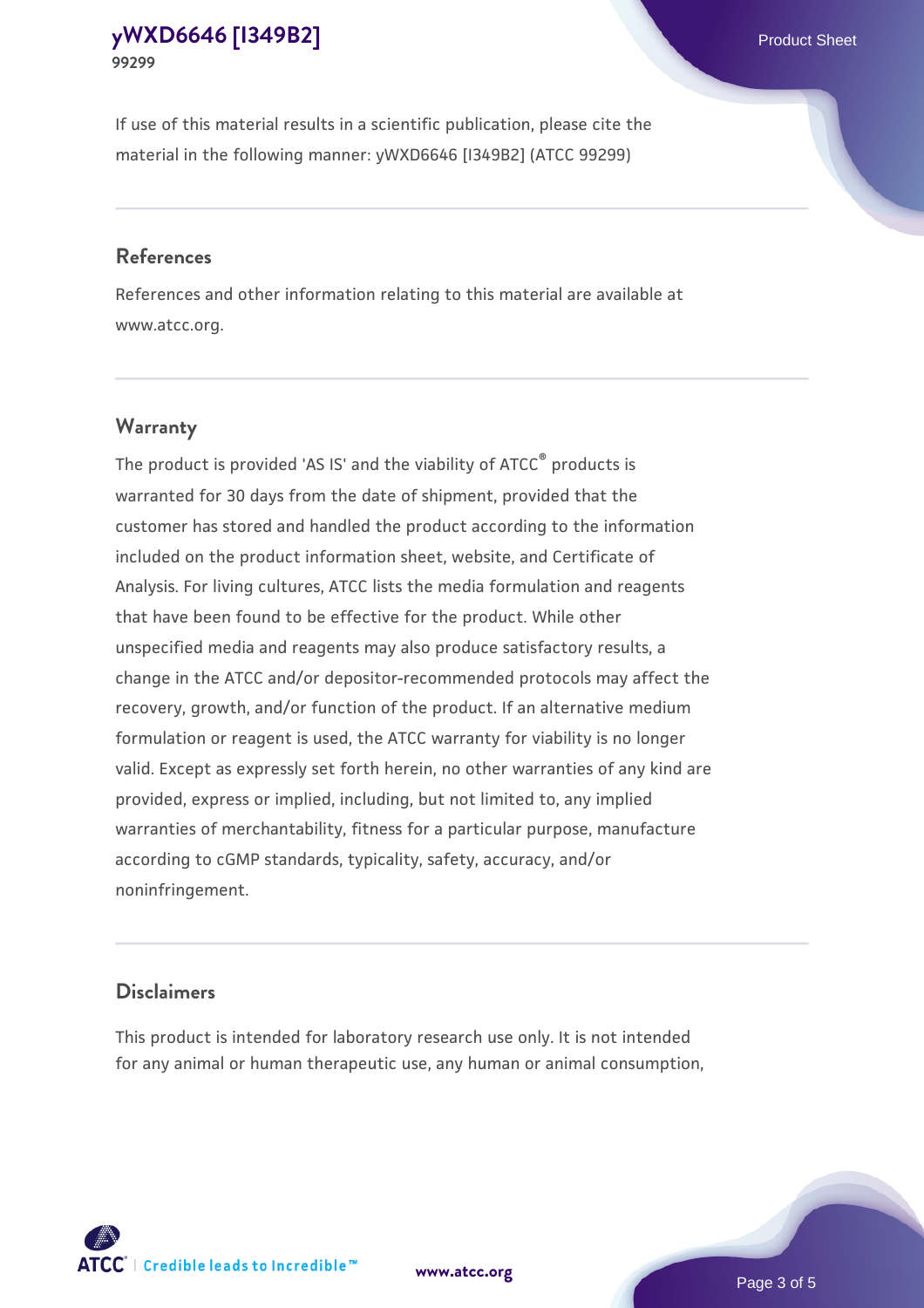If use of this material results in a scientific publication, please cite the material in the following manner: yWXD6646 [I349B2] (ATCC 99299)

## References

References and other information relating to this material are available at www.atcc.org.

## Warranty

The product is provided 'AS IS' and the viability of ATCC® products is warranted for 30 days from the date of shipment, provided that the customer has stored and handled the product according to the information included on the product information sheet, website, and Certificate of Analysis. For living cultures, ATCC lists the media formulation and reagents that have been found to be effective for the product. While other unspecified media and reagents may also produce satisfactory results, a change in the ATCC and/or depositor-recommended protocols may affect the recovery, growth, and/or function of the product. If an alternative medium formulation or reagent is used, the ATCC warranty for viability is no longer valid. Except as expressly set forth herein, no other warranties of any kind are provided, express or implied, including, but not limited to, any implied warranties of merchantability, fitness for a particular purpose, manufacture according to cGMP standards, typicality, safety, accuracy, and/or noninfringement.

## Disclaimers

This product is intended for laboratory research use only. It is not intended for any animal or human therapeutic use, any human or animal consumption,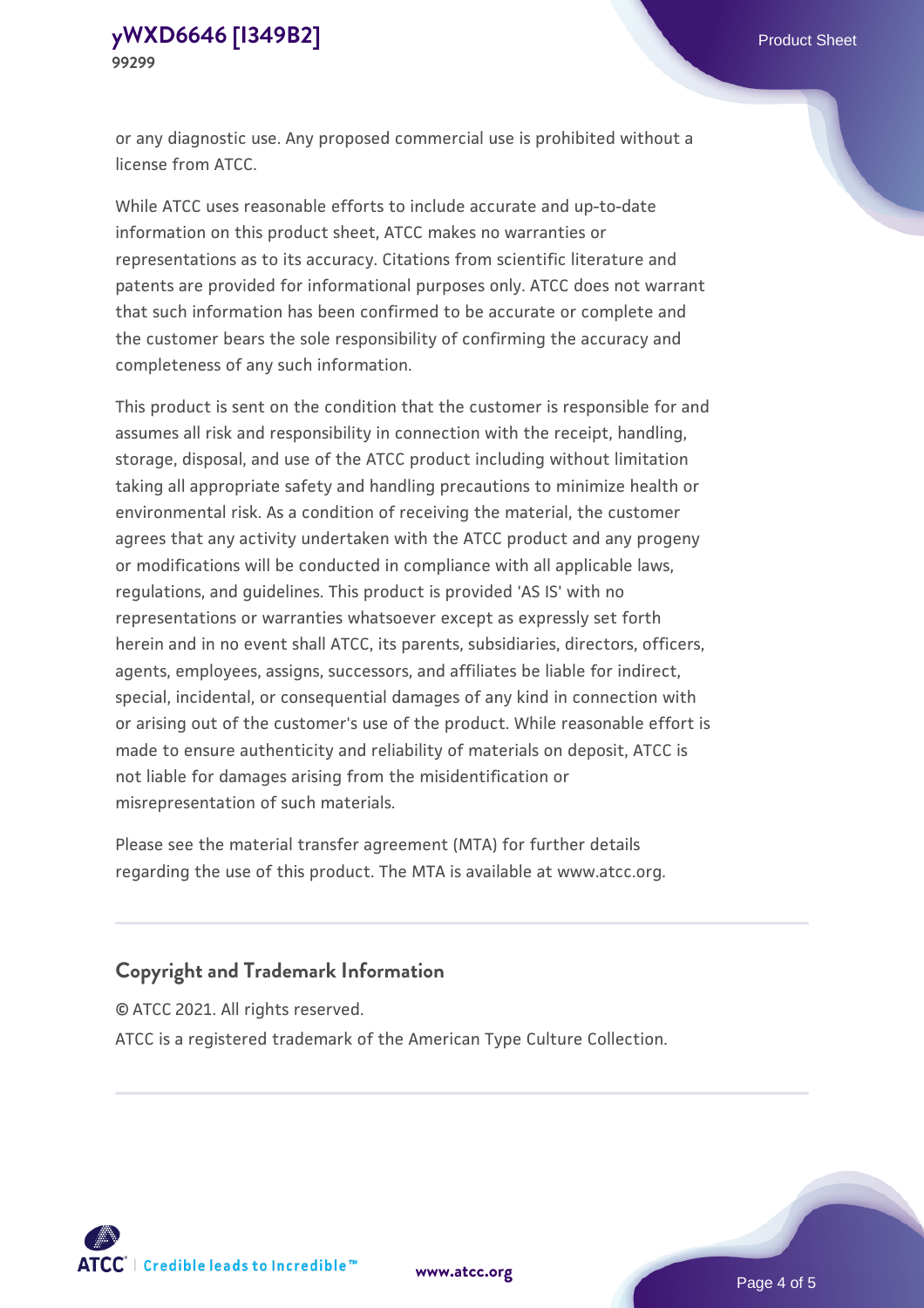or any diagnostic use. Any proposed commercial use is prohibited without a license from ATCC.

While ATCC uses reasonable efforts to include accurate and up-to-date information on this product sheet, ATCC makes no warranties or representations as to its accuracy. Citations from scientific literature and patents are provided for informational purposes only. ATCC does not warrant that such information has been confirmed to be accurate or complete and the customer bears the sole responsibility of confirming the accuracy and completeness of any such information.

This product is sent on the condition that the customer is responsible for and assumes all risk and responsibility in connection with the receipt, handling, storage, disposal, and use of the ATCC product including without limitation taking all appropriate safety and handling precautions to minimize health or environmental risk. As a condition of receiving the material, the customer agrees that any activity undertaken with the ATCC product and any progeny or modifications will be conducted in compliance with all applicable laws, regulations, and guidelines. This product is provided 'AS IS' with no representations or warranties whatsoever except as expressly set forth herein and in no event shall ATCC, its parents, subsidiaries, directors, officers, agents, employees, assigns, successors, and affiliates be liable for indirect, special, incidental, or consequential damages of any kind in connection with or arising out of the customer's use of the product. While reasonable effort is made to ensure authenticity and reliability of materials on deposit, ATCC is not liable for damages arising from the misidentification or misrepresentation of such materials.

Please see the material transfer agreement (MTA) for further details regarding the use of this product. The MTA is available at www.atcc.org.

## Copyright and Trademark Information

© ATCC 2021. All rights reserved.

ATCC is a registered trademark of the American Type Culture Collection.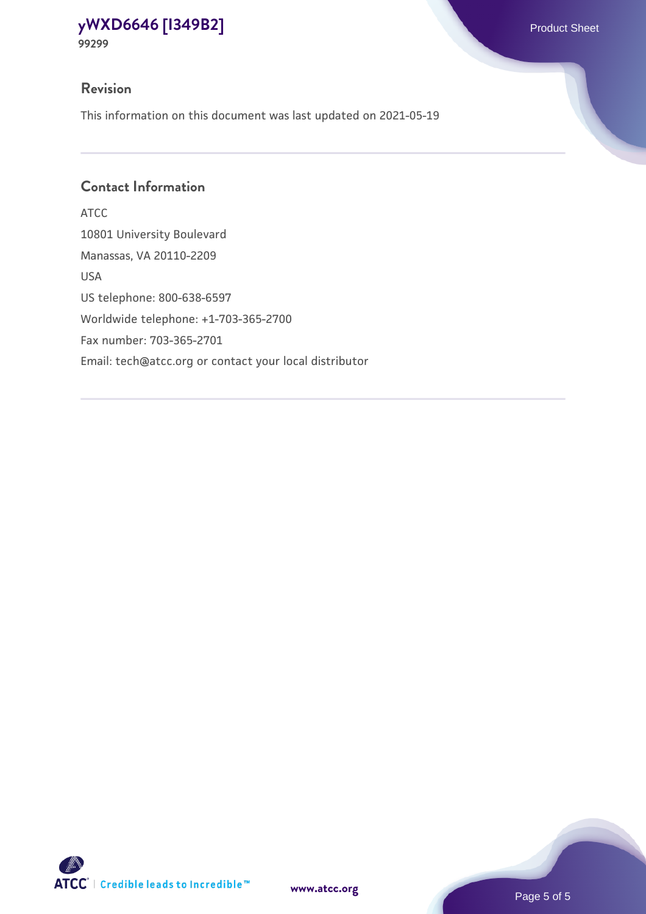## Revision

This information on this document was last updated on 2021-05-19

## Contact Information

ATCC
10801 University Boulevard
Manassas, VA 20110-2209
USA
US telephone: 800-638-6597
Worldwide telephone: +1-703-365-2700
Fax number: 703-365-2701
Email: tech@atcc.org or contact your local distributor